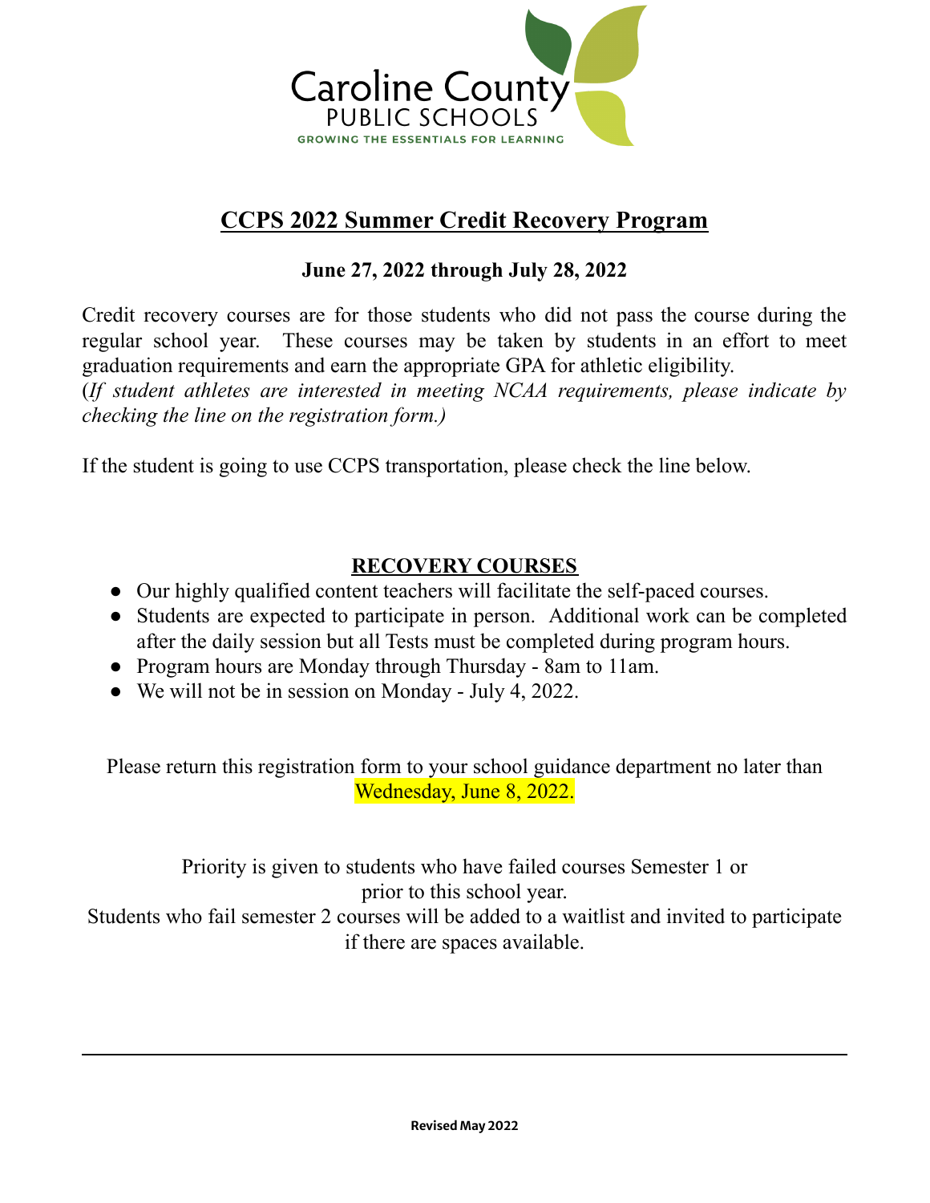Caroline County PUBLIC SCHOOLS

GROWING THE ESSENTIALS FOR LEARNING

# CCPS 2022 Summer Credit Recovery Program

**June 27, 2022 through July 28, 2022**

Credit recovery courses are for those students who did not pass the course during the regular school year. These courses may be taken by students in an effort to meet graduation requirements and earn the appropriate GPA for athletic eligibility.
(*If student athletes are interested in meeting NCAA requirements, please indicate by checking the line on the registration form.)*

If the student is going to use CCPS transportation, please check the line below.

## RECOVERY COURSES

- Our highly qualified content teachers will facilitate the self-paced courses.
- Students are expected to participate in person. Additional work can be completed after the daily session but all Tests must be completed during program hours.
- Program hours are Monday through Thursday - 8am to 11am.
- We will not be in session on Monday - July 4, 2022.

Please return this registration form to your school guidance department no later than Wednesday, June 8, 2022.

Priority is given to students who have failed courses Semester 1 or prior to this school year.
Students who fail semester 2 courses will be added to a waitlist and invited to participate if there are spaces available.

---

**Revised May 2022**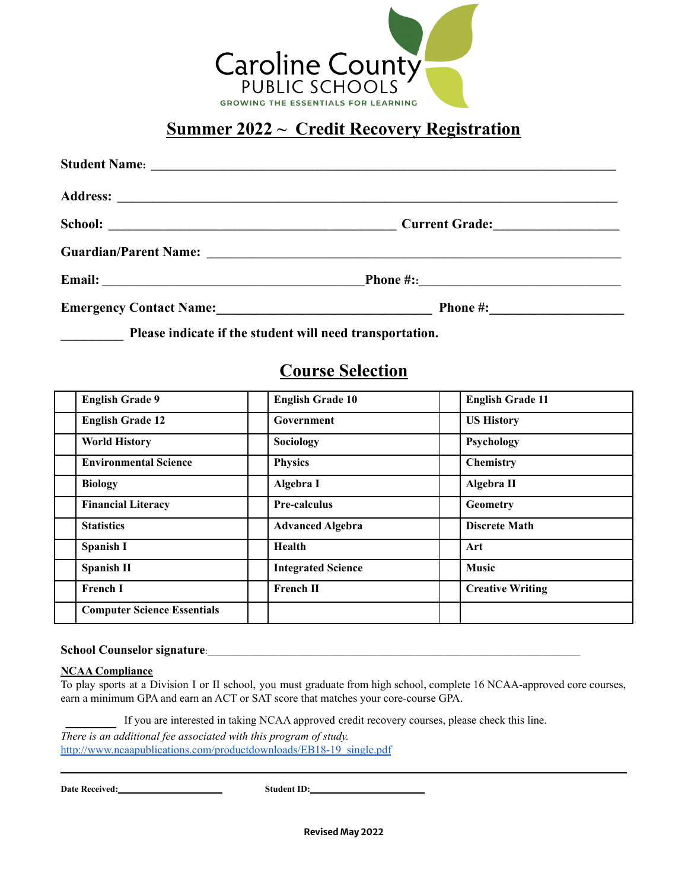Caroline County
PUBLIC SCHOOLS
GROWING THE ESSENTIALS FOR LEARNING

# Summer 2022 ~ Credit Recovery Registration

**Student Name:** ___________________________________________________________________

**Address:** ______________________________________________________________________

**School:** ____________________________________________ **Current Grade:** __________________

**Guardian/Parent Name:** _____________________________________________________________

**Email:** ________________________________________ **Phone #::** ______________________________

**Emergency Contact Name:** _______________________________ **Phone #:** ___________________

_________ **Please indicate if the student will need transportation.**

## Course Selection

| | | | | | |
|---|---|---|---|---|---|
| | **English Grade 9** | | **English Grade 10** | | **English Grade 11** |
| | **English Grade 12** | | **Government** | | **US History** |
| | **World History** | | **Sociology** | | **Psychology** |
| | **Environmental Science** | | **Physics** | | **Chemistry** |
| | **Biology** | | **Algebra I** | | **Algebra II** |
| | **Financial Literacy** | | **Pre-calculus** | | **Geometry** |
| | **Statistics** | | **Advanced Algebra** | | **Discrete Math** |
| | **Spanish I** | | **Health** | | **Art** |
| | **Spanish II** | | **Integrated Science** | | **Music** |
| | **French I** | | **French II** | | **Creative Writing** |
| | **Computer Science Essentials** | | | | |

**School Counselor signature**:_____________________________________________________________

**NCAA Compliance**

To play sports at a Division I or II school, you must graduate from high school, complete 16 NCAA-approved core courses, earn a minimum GPA and earn an ACT or SAT score that matches your core-course GPA.

_________ If you are interested in taking NCAA approved credit recovery courses, please check this line.

*There is an additional fee associated with this program of study.*

http://www.ncaapublications.com/productdownloads/EB18-19_single.pdf

---

**Date Received:** ____________________ **Student ID:** ______________________

**Revised May 2022**